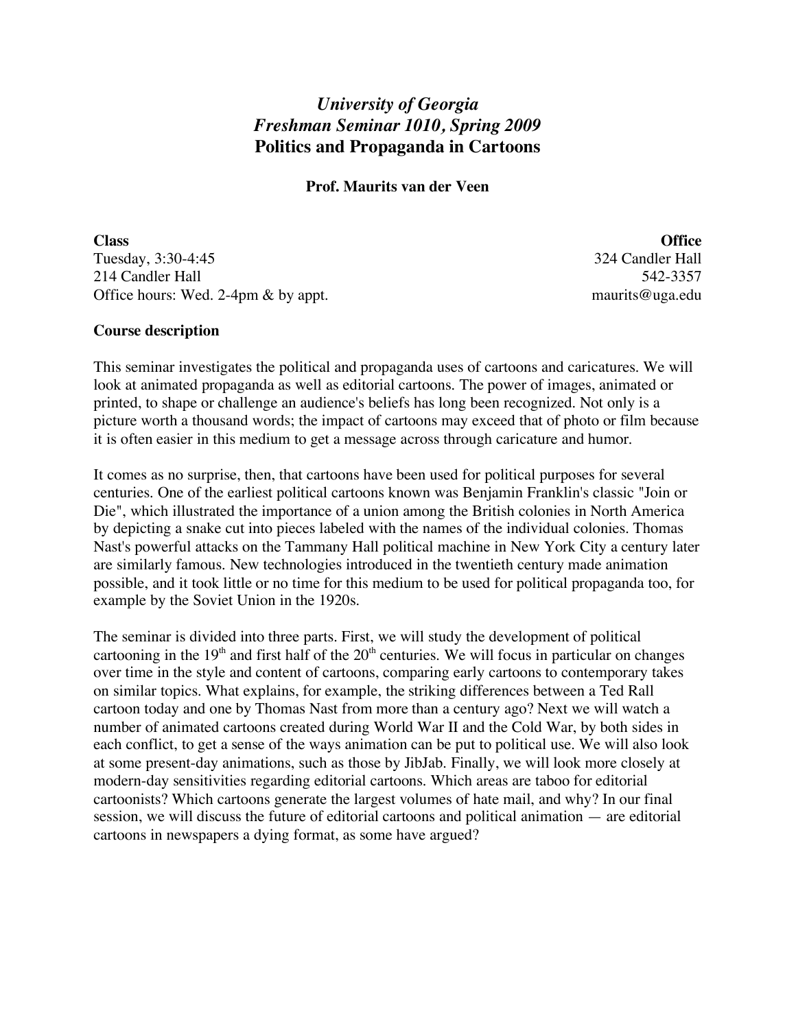# *University of Georgia*
# *Freshman Seminar 1010, Spring 2009*
# Politics and Propaganda in Cartoons

**Prof. Maurits van der Veen**

| **Class** | **Office** |
|---|---|
| Tuesday, 3:30-4:45 | 324 Candler Hall |
| 214 Candler Hall | 542-3357 |
| Office hours: Wed. 2-4pm & by appt. | maurits@uga.edu |

## Course description

This seminar investigates the political and propaganda uses of cartoons and caricatures. We will look at animated propaganda as well as editorial cartoons. The power of images, animated or printed, to shape or challenge an audience's beliefs has long been recognized. Not only is a picture worth a thousand words; the impact of cartoons may exceed that of photo or film because it is often easier in this medium to get a message across through caricature and humor.

It comes as no surprise, then, that cartoons have been used for political purposes for several centuries. One of the earliest political cartoons known was Benjamin Franklin's classic "Join or Die", which illustrated the importance of a union among the British colonies in North America by depicting a snake cut into pieces labeled with the names of the individual colonies. Thomas Nast's powerful attacks on the Tammany Hall political machine in New York City a century later are similarly famous. New technologies introduced in the twentieth century made animation possible, and it took little or no time for this medium to be used for political propaganda too, for example by the Soviet Union in the 1920s.

The seminar is divided into three parts. First, we will study the development of political cartooning in the 19th and first half of the 20th centuries. We will focus in particular on changes over time in the style and content of cartoons, comparing early cartoons to contemporary takes on similar topics. What explains, for example, the striking differences between a Ted Rall cartoon today and one by Thomas Nast from more than a century ago? Next we will watch a number of animated cartoons created during World War II and the Cold War, by both sides in each conflict, to get a sense of the ways animation can be put to political use. We will also look at some present-day animations, such as those by JibJab. Finally, we will look more closely at modern-day sensitivities regarding editorial cartoons. Which areas are taboo for editorial cartoonists? Which cartoons generate the largest volumes of hate mail, and why? In our final session, we will discuss the future of editorial cartoons and political animation — are editorial cartoons in newspapers a dying format, as some have argued?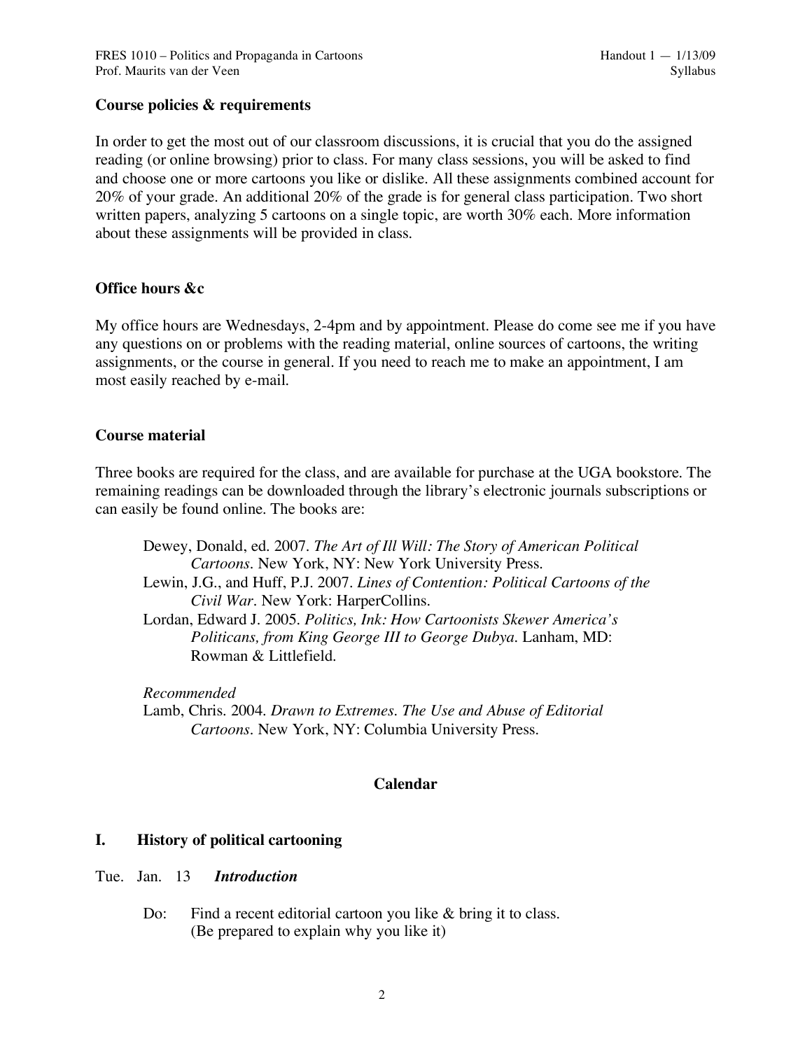**Course policies & requirements**

In order to get the most out of our classroom discussions, it is crucial that you do the assigned reading (or online browsing) prior to class. For many class sessions, you will be asked to find and choose one or more cartoons you like or dislike. All these assignments combined account for 20% of your grade. An additional 20% of the grade is for general class participation. Two short written papers, analyzing 5 cartoons on a single topic, are worth 30% each. More information about these assignments will be provided in class.

**Office hours &c**

My office hours are Wednesdays, 2-4pm and by appointment. Please do come see me if you have any questions on or problems with the reading material, online sources of cartoons, the writing assignments, or the course in general. If you need to reach me to make an appointment, I am most easily reached by e-mail.

**Course material**

Three books are required for the class, and are available for purchase at the UGA bookstore. The remaining readings can be downloaded through the library's electronic journals subscriptions or can easily be found online. The books are:

Dewey, Donald, ed. 2007. *The Art of Ill Will: The Story of American Political Cartoons*. New York, NY: New York University Press.
Lewin, J.G., and Huff, P.J. 2007. *Lines of Contention: Political Cartoons of the Civil War*. New York: HarperCollins.
Lordan, Edward J. 2005. *Politics, Ink: How Cartoonists Skewer America's Politicans, from King George III to George Dubya*. Lanham, MD: Rowman & Littlefield.

*Recommended*
Lamb, Chris. 2004. *Drawn to Extremes. The Use and Abuse of Editorial Cartoons*. New York, NY: Columbia University Press.

## Calendar

### I. History of political cartooning

Tue. Jan. 13 ***Introduction***

Do: Find a recent editorial cartoon you like & bring it to class. (Be prepared to explain why you like it)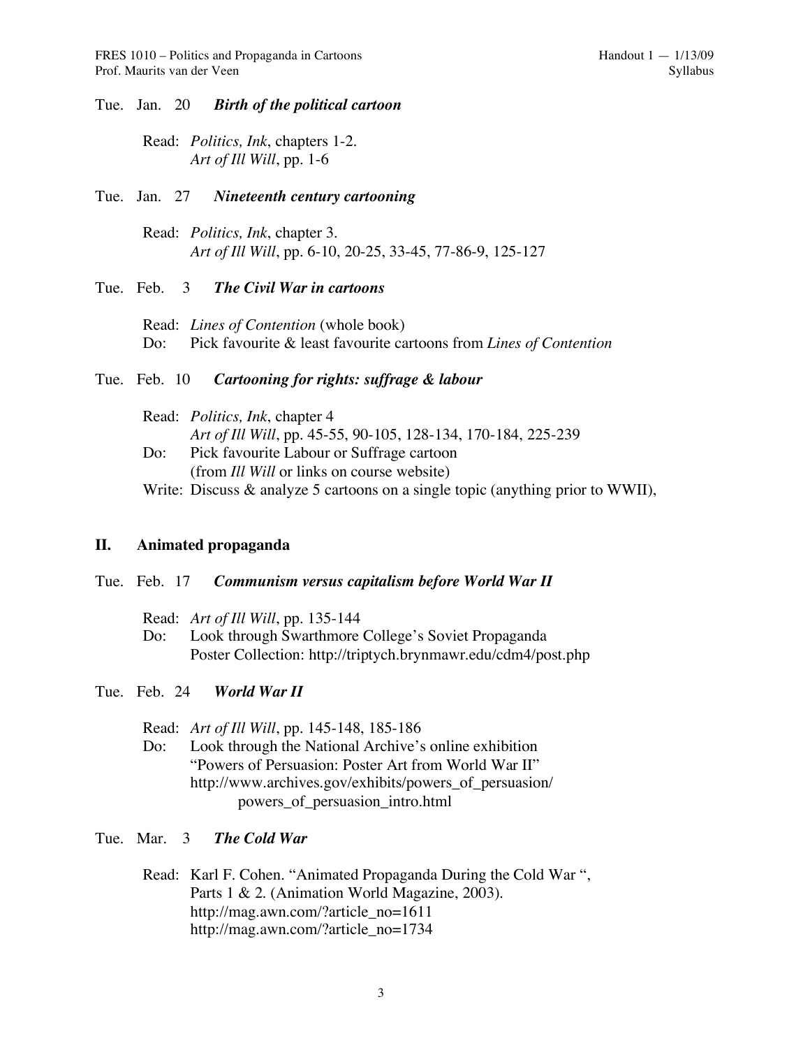Tue. Jan. 20 ***Birth of the political cartoon***

Read: *Politics, Ink*, chapters 1-2.
*Art of Ill Will*, pp. 1-6

Tue. Jan. 27 ***Nineteenth century cartooning***

Read: *Politics, Ink*, chapter 3.
*Art of Ill Will*, pp. 6-10, 20-25, 33-45, 77-86-9, 125-127

Tue. Feb. 3 ***The Civil War in cartoons***

Read: *Lines of Contention* (whole book)
Do: Pick favourite & least favourite cartoons from *Lines of Contention*

Tue. Feb. 10 ***Cartooning for rights: suffrage & labour***

Read: *Politics, Ink*, chapter 4
*Art of Ill Will*, pp. 45-55, 90-105, 128-134, 170-184, 225-239
Do: Pick favourite Labour or Suffrage cartoon
(from *Ill Will* or links on course website)
Write: Discuss & analyze 5 cartoons on a single topic (anything prior to WWII),

## II. Animated propaganda

Tue. Feb. 17 ***Communism versus capitalism before World War II***

Read: *Art of Ill Will*, pp. 135-144
Do: Look through Swarthmore College's Soviet Propaganda Poster Collection: http://triptych.brynmawr.edu/cdm4/post.php

Tue. Feb. 24 ***World War II***

Read: *Art of Ill Will*, pp. 145-148, 185-186
Do: Look through the National Archive's online exhibition "Powers of Persuasion: Poster Art from World War II" http://www.archives.gov/exhibits/powers_of_persuasion/powers_of_persuasion_intro.html

Tue. Mar. 3 ***The Cold War***

Read: Karl F. Cohen. "Animated Propaganda During the Cold War ", Parts 1 & 2. (Animation World Magazine, 2003).
http://mag.awn.com/?article_no=1611
http://mag.awn.com/?article_no=1734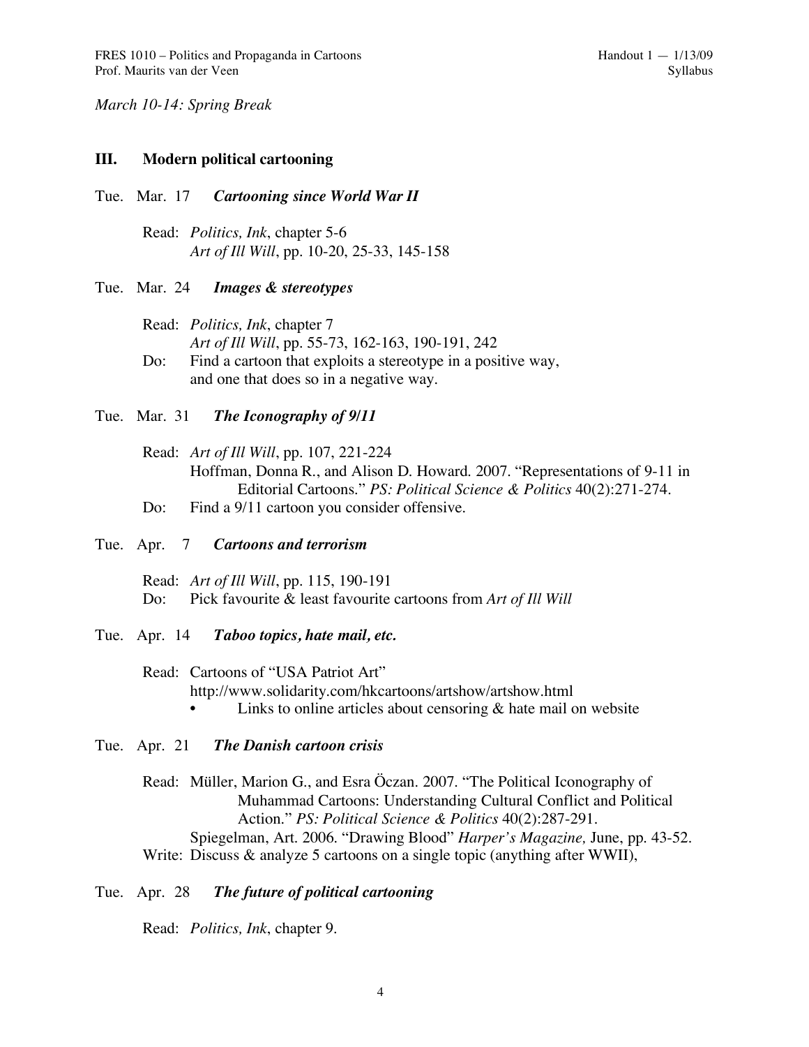*March 10-14: Spring Break*

## III. Modern political cartooning

Tue. Mar. 17 ***Cartooning since World War II***

Read: *Politics, Ink*, chapter 5-6
*Art of Ill Will*, pp. 10-20, 25-33, 145-158

Tue. Mar. 24 ***Images & stereotypes***

Read: *Politics, Ink*, chapter 7
*Art of Ill Will*, pp. 55-73, 162-163, 190-191, 242

Do: Find a cartoon that exploits a stereotype in a positive way, and one that does so in a negative way.

Tue. Mar. 31 ***The Iconography of 9/11***

Read: *Art of Ill Will*, pp. 107, 221-224
Hoffman, Donna R., and Alison D. Howard. 2007. "Representations of 9-11 in Editorial Cartoons." *PS: Political Science & Politics* 40(2):271-274.

Do: Find a 9/11 cartoon you consider offensive.

Tue. Apr. 7 ***Cartoons and terrorism***

Read: *Art of Ill Will*, pp. 115, 190-191

Do: Pick favourite & least favourite cartoons from *Art of Ill Will*

Tue. Apr. 14 ***Taboo topics, hate mail, etc.***

Read: Cartoons of "USA Patriot Art"
http://www.solidarity.com/hkcartoons/artshow/artshow.html

- Links to online articles about censoring & hate mail on website

Tue. Apr. 21 ***The Danish cartoon crisis***

Read: Müller, Marion G., and Esra Öczan. 2007. "The Political Iconography of Muhammad Cartoons: Understanding Cultural Conflict and Political Action." *PS: Political Science & Politics* 40(2):287-291.
Spiegelman, Art. 2006. "Drawing Blood" *Harper's Magazine,* June, pp. 43-52.

Write: Discuss & analyze 5 cartoons on a single topic (anything after WWII),

Tue. Apr. 28 ***The future of political cartooning***

Read: *Politics, Ink*, chapter 9.